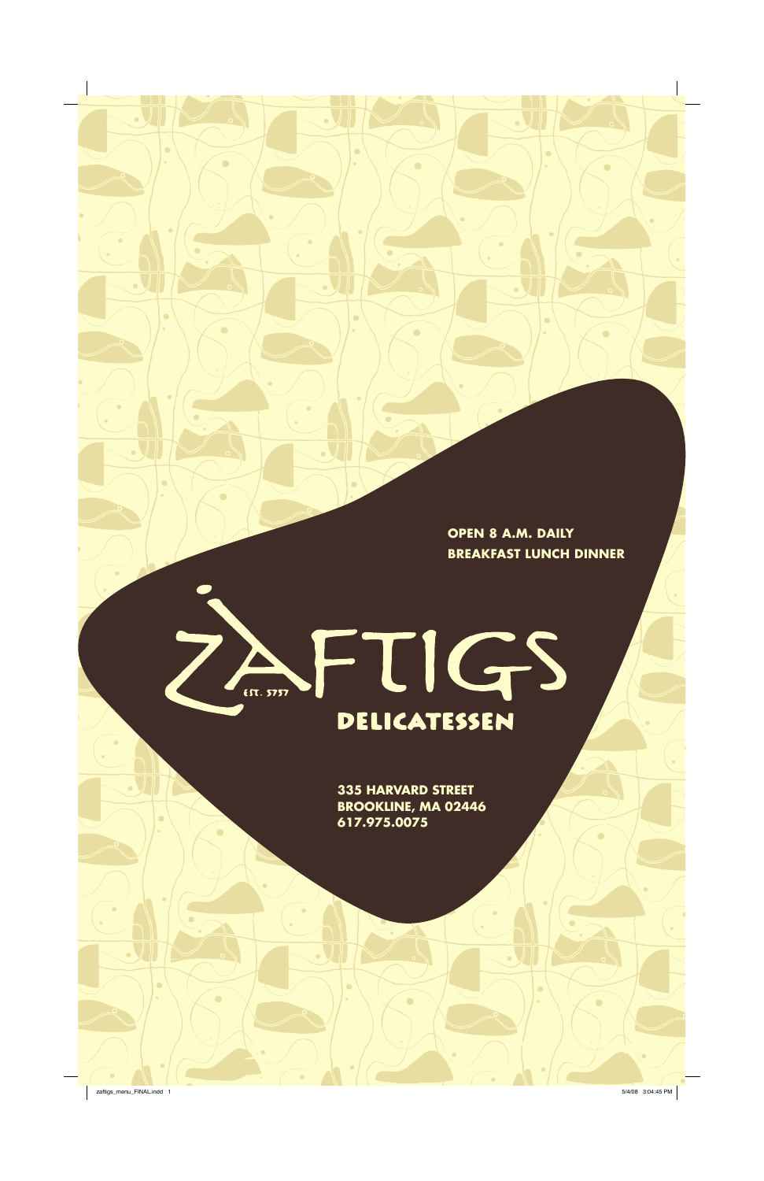OPEN 8 A.M. DAILY
BREAKFAST LUNCH DINNER

# ZAFTIGS

EST. 5757

## DELICATESSEN

335 HARVARD STREET
BROOKLINE, MA 02446
617.975.0075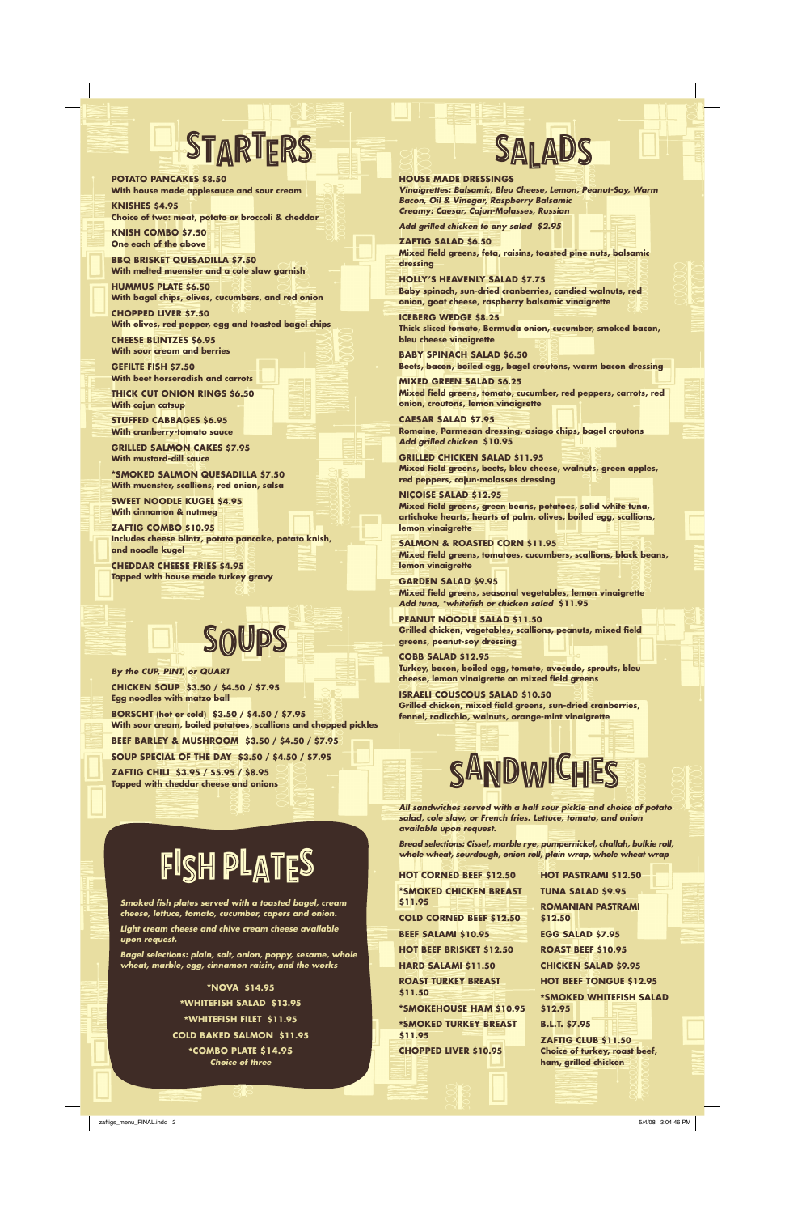# STARTERS

**POTATO PANCAKES $8.50**
**With house made applesauce and sour cream**

**KNISHES $4.95**
**Choice of two: meat, potato or broccoli & cheddar**

**KNISH COMBO $7.50**
**One each of the above**

**BBQ BRISKET QUESADILLA $7.50**
**With melted muenster and a cole slaw garnish**

**HUMMUS PLATE $6.50**
**With bagel chips, olives, cucumbers, and red onion**

**CHOPPED LIVER $7.50**
**With olives, red pepper, egg and toasted bagel chips**

**CHEESE BLINTZES $6.95**
**With sour cream and berries**

**GEFILTE FISH $7.50**
**With beet horseradish and carrots**

**THICK CUT ONION RINGS $6.50**
**With cajun catsup**

**STUFFED CABBAGES $6.95**
**With cranberry-tomato sauce**

**GRILLED SALMON CAKES $7.95**
**With mustard-dill sauce**

***SMOKED SALMON QUESADILLA $7.50**
**With muenster, scallions, red onion, salsa**

**SWEET NOODLE KUGEL $4.95**
**With cinnamon & nutmeg**

**ZAFTIG COMBO $10.95**
**Includes cheese blintz, potato pancake, potato knish, and noodle kugel**

**CHEDDAR CHEESE FRIES $4.95**
**Topped with house made turkey gravy**

# SOUPS

***By the CUP, PINT, or QUART***

**CHICKEN SOUP $3.50 / $4.50 / $7.95**
**Egg noodles with matzo ball**

**BORSCHT (hot or cold) $3.50 / $4.50 / $7.95**
**With sour cream, boiled potatoes, scallions and chopped pickles**

**BEEF BARLEY & MUSHROOM $3.50 / $4.50 / $7.95**

**SOUP SPECIAL OF THE DAY $3.50 / $4.50 / $7.95**

**ZAFTIG CHILI $3.95 / $5.95 / $8.95**
**Topped with cheddar cheese and onions**

# FISH PLATES

***Smoked fish plates served with a toasted bagel, cream cheese, lettuce, tomato, cucumber, capers and onion.***

***Light cream cheese and chive cream cheese available upon request.***

***Bagel selections: plain, salt, onion, poppy, sesame, whole wheat, marble, egg, cinnamon raisin, and the works***

***NOVA $14.95**

***WHITEFISH SALAD $13.95**

***WHITEFISH FILET $11.95**

**COLD BAKED SALMON $11.95**

***COMBO PLATE $14.95**
***Choice of three***

# SALADS

**HOUSE MADE DRESSINGS**
***Vinaigrettes: Balsamic, Bleu Cheese, Lemon, Peanut-Soy, Warm Bacon, Oil & Vinegar, Raspberry Balsamic***
***Creamy: Caesar, Cajun-Molasses, Russian***

***Add grilled chicken to any salad $2.95***

**ZAFTIG SALAD $6.50**
**Mixed field greens, feta, raisins, toasted pine nuts, balsamic dressing**

**HOLLY'S HEAVENLY SALAD $7.75**
**Baby spinach, sun-dried cranberries, candied walnuts, red onion, goat cheese, raspberry balsamic vinaigrette**

**ICEBERG WEDGE $8.25**
**Thick sliced tomato, Bermuda onion, cucumber, smoked bacon, bleu cheese vinaigrette**

**BABY SPINACH SALAD $6.50**
**Beets, bacon, boiled egg, bagel croutons, warm bacon dressing**

**MIXED GREEN SALAD $6.25**
**Mixed field greens, tomato, cucumber, red peppers, carrots, red onion, croutons, lemon vinaigrette**

**CAESAR SALAD $7.95**
**Romaine, Parmesan dressing, asiago chips, bagel croutons**
***Add grilled chicken* $10.95**

**GRILLED CHICKEN SALAD $11.95**
**Mixed field greens, beets, bleu cheese, walnuts, green apples, red peppers, cajun-molasses dressing**

**NIÇOISE SALAD $12.95**
**Mixed field greens, green beans, potatoes, solid white tuna, artichoke hearts, hearts of palm, olives, boiled egg, scallions, lemon vinaigrette**

**SALMON & ROASTED CORN $11.95**
**Mixed field greens, tomatoes, cucumbers, scallions, black beans, lemon vinaigrette**

**GARDEN SALAD $9.95**
**Mixed field greens, seasonal vegetables, lemon vinaigrette**
***Add tuna, *whitefish or chicken salad* $11.95**

**PEANUT NOODLE SALAD $11.50**
**Grilled chicken, vegetables, scallions, peanuts, mixed field greens, peanut-soy dressing**

**COBB SALAD $12.95**
**Turkey, bacon, boiled egg, tomato, avocado, sprouts, bleu cheese, lemon vinaigrette on mixed field greens**

**ISRAELI COUSCOUS SALAD $10.50**
**Grilled chicken, mixed field greens, sun-dried cranberries, fennel, radicchio, walnuts, orange-mint vinaigrette**

# SANDWICHES

***All sandwiches served with a half sour pickle and choice of potato salad, cole slaw, or French fries. Lettuce, tomato, and onion available upon request.***

***Bread selections: Cissel, marble rye, pumpernickel, challah, bulkie roll, whole wheat, sourdough, onion roll, plain wrap, whole wheat wrap***

**HOT CORNED BEEF $12.50**

***SMOKED CHICKEN BREAST $11.95**

**COLD CORNED BEEF $12.50**

**BEEF SALAMI $10.95**

**HOT BEEF BRISKET $12.50**

**HARD SALAMI $11.50**

**ROAST TURKEY BREAST $11.50**

***SMOKEHOUSE HAM $10.95**

***SMOKED TURKEY BREAST $11.95**

**CHOPPED LIVER $10.95**

**HOT PASTRAMI $12.50**

**TUNA SALAD $9.95**

**ROMANIAN PASTRAMI $12.50**

**EGG SALAD $7.95**

**ROAST BEEF $10.95**

**CHICKEN SALAD $9.95**

**HOT BEEF TONGUE $12.95**

***SMOKED WHITEFISH SALAD $12.95**

**B.L.T. $7.95**

**ZAFTIG CLUB $11.50**
**Choice of turkey, roast beef, ham, grilled chicken**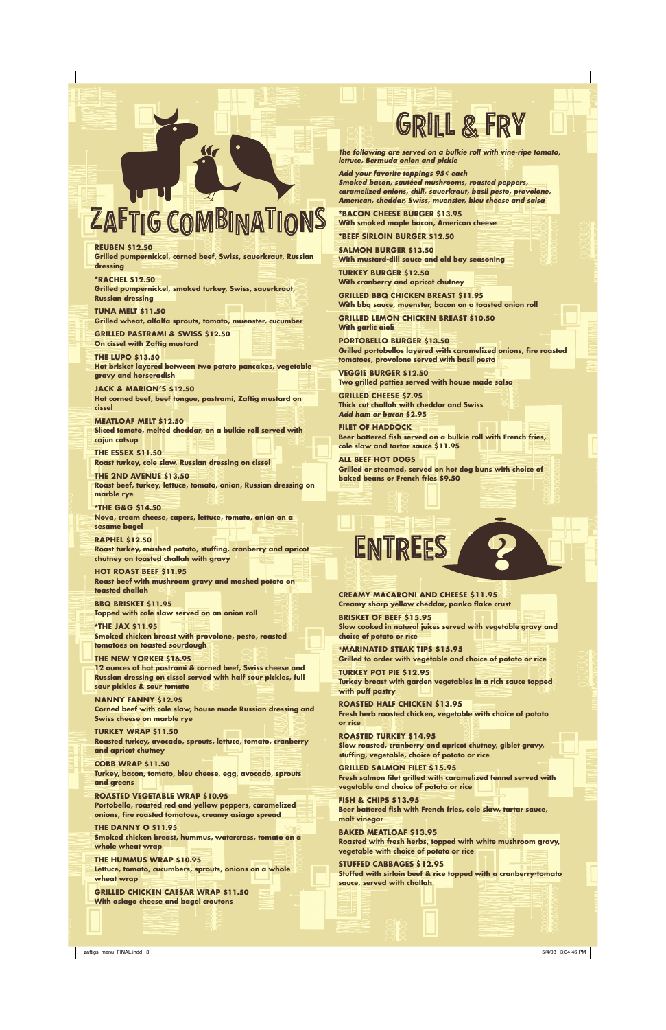# ZAFTIG COMBINATIONS

**REUBEN $12.50**
**Grilled pumpernickel, corned beef, Swiss, sauerkraut, Russian dressing**

***RACHEL $12.50**
**Grilled pumpernickel, smoked turkey, Swiss, sauerkraut, Russian dressing**

**TUNA MELT $11.50**
**Grilled wheat, alfalfa sprouts, tomato, muenster, cucumber**

**GRILLED PASTRAMI & SWISS $12.50**
**On cissel with Zaftig mustard**

**THE LUPO $13.50**
**Hot brisket layered between two potato pancakes, vegetable gravy and horseradish**

**JACK & MARION'S $12.50**
**Hot corned beef, beef tongue, pastrami, Zaftig mustard on cissel**

**MEATLOAF MELT $12.50**
**Sliced tomato, melted cheddar, on a bulkie roll served with cajun catsup**

**THE ESSEX $11.50**
**Roast turkey, cole slaw, Russian dressing on cissel**

**THE 2ND AVENUE $13.50**
**Roast beef, turkey, lettuce, tomato, onion, Russian dressing on marble rye**

***THE G&G $14.50**
**Nova, cream cheese, capers, lettuce, tomato, onion on a sesame bagel**

**RAPHEL $12.50**
**Roast turkey, mashed potato, stuffing, cranberry and apricot chutney on toasted challah with gravy**

**HOT ROAST BEEF $11.95**
**Roast beef with mushroom gravy and mashed potato on toasted challah**

**BBQ BRISKET $11.95**
**Topped with cole slaw served on an onion roll**

***THE JAX $11.95**
**Smoked chicken breast with provolone, pesto, roasted tomatoes on toasted sourdough**

**THE NEW YORKER $16.95**
**12 ounces of hot pastrami & corned beef, Swiss cheese and Russian dressing on cissel served with half sour pickles, full sour pickles & sour tomato**

**NANNY FANNY $12.95**
**Corned beef with cole slaw, house made Russian dressing and Swiss cheese on marble rye**

**TURKEY WRAP $11.50**
**Roasted turkey, avocado, sprouts, lettuce, tomato, cranberry and apricot chutney**

**COBB WRAP $11.50**
**Turkey, bacon, tomato, bleu cheese, egg, avocado, sprouts and greens**

**ROASTED VEGETABLE WRAP $10.95**
**Portobello, roasted red and yellow peppers, caramelized onions, fire roasted tomatoes, creamy asiago spread**

**THE DANNY O $11.95**
**Smoked chicken breast, hummus, watercress, tomato on a whole wheat wrap**

**THE HUMMUS WRAP $10.95**
**Lettuce, tomato, cucumbers, sprouts, onions on a whole wheat wrap**

**GRILLED CHICKEN CAESAR WRAP $11.50**
**With asiago cheese and bagel croutons**

# GRILL & FRY

***The following are served on a bulkie roll with vine-ripe tomato, lettuce, Bermuda onion and pickle***

***Add your favorite toppings 95¢ each***
***Smoked bacon, sautéed mushrooms, roasted peppers, caramelized onions, chili, sauerkraut, basil pesto, provolone, American, cheddar, Swiss, muenster, bleu cheese and salsa***

***BACON CHEESE BURGER $13.95**
**With smoked maple bacon, American cheese**

***BEEF SIRLOIN BURGER $12.50**

**SALMON BURGER $13.50**
**With mustard-dill sauce and old bay seasoning**

**TURKEY BURGER $12.50**
**With cranberry and apricot chutney**

**GRILLED BBQ CHICKEN BREAST $11.95**
**With bbq sauce, muenster, bacon on a toasted onion roll**

**GRILLED LEMON CHICKEN BREAST $10.50**
**With garlic aioli**

**PORTOBELLO BURGER $13.50**
**Grilled portobellos layered with caramelized onions, fire roasted tomatoes, provolone served with basil pesto**

**VEGGIE BURGER $12.50**
**Two grilled patties served with house made salsa**

**GRILLED CHEESE $7.95**
**Thick cut challah with cheddar and Swiss**
***Add ham or bacon* $2.95**

**FILET OF HADDOCK**
**Beer battered fish served on a bulkie roll with French fries, cole slaw and tartar sauce $11.95**

**ALL BEEF HOT DOGS**
**Grilled or steamed, served on hot dog buns with choice of baked beans or French fries $9.50**

# ENTREES

**CREAMY MACARONI AND CHEESE $11.95**
**Creamy sharp yellow cheddar, panko flake crust**

**BRISKET OF BEEF $15.95**
**Slow cooked in natural juices served with vegetable gravy and choice of potato or rice**

***MARINATED STEAK TIPS $15.95**
**Grilled to order with vegetable and choice of potato or rice**

**TURKEY POT PIE $12.95**
**Turkey breast with garden vegetables in a rich sauce topped with puff pastry**

**ROASTED HALF CHICKEN $13.95**
**Fresh herb roasted chicken, vegetable with choice of potato or rice**

**ROASTED TURKEY $14.95**
**Slow roasted, cranberry and apricot chutney, giblet gravy, stuffing, vegetable, choice of potato or rice**

**GRILLED SALMON FILET $15.95**
**Fresh salmon filet grilled with caramelized fennel served with vegetable and choice of potato or rice**

**FISH & CHIPS $13.95**
**Beer battered fish with French fries, cole slaw, tartar sauce, malt vinegar**

**BAKED MEATLOAF $13.95**
**Roasted with fresh herbs, topped with white mushroom gravy, vegetable with choice of potato or rice**

**STUFFED CABBAGES $12.95**
**Stuffed with sirloin beef & rice topped with a cranberry-tomato sauce, served with challah**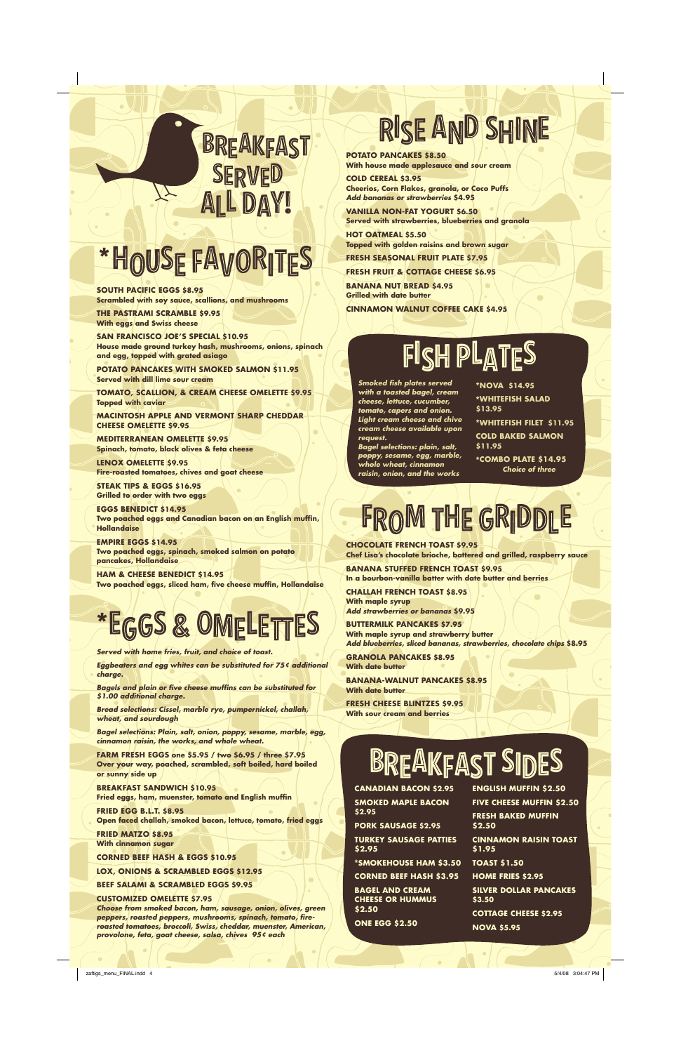# Breakfast Served All Day!

## *House Favorites

**SOUTH PACIFIC EGGS $8.95**
**Scrambled with soy sauce, scallions, and mushrooms**

**THE PASTRAMI SCRAMBLE $9.95**
**With eggs and Swiss cheese**

**SAN FRANCISCO JOE'S SPECIAL $10.95**
**House made ground turkey hash, mushrooms, onions, spinach and egg, topped with grated asiago**

**POTATO PANCAKES WITH SMOKED SALMON $11.95**
**Served with dill lime sour cream**

**TOMATO, SCALLION, & CREAM CHEESE OMELETTE $9.95**
**Topped with caviar**

**MACINTOSH APPLE AND VERMONT SHARP CHEDDAR CHEESE OMELETTE $9.95**

**MEDITERRANEAN OMELETTE $9.95**
**Spinach, tomato, black olives & feta cheese**

**LENOX OMELETTE $9.95**
**Fire-roasted tomatoes, chives and goat cheese**

**STEAK TIPS & EGGS $16.95**
**Grilled to order with two eggs**

**EGGS BENEDICT $14.95**
**Two poached eggs and Canadian bacon on an English muffin, Hollandaise**

**EMPIRE EGGS $14.95**
**Two poached eggs, spinach, smoked salmon on potato pancakes, Hollandaise**

**HAM & CHEESE BENEDICT $14.95**
**Two poached eggs, sliced ham, five cheese muffin, Hollandaise**

## *Eggs & Omelettes

***Served with home fries, fruit, and choice of toast.***

***Eggbeaters and egg whites can be substituted for 75¢ additional charge.***

***Bagels and plain or five cheese muffins can be substituted for $1.00 additional charge.***

***Bread selections: Cissel, marble rye, pumpernickel, challah, wheat, and sourdough***

***Bagel selections: Plain, salt, onion, poppy, sesame, marble, egg, cinnamon raisin, the works, and whole wheat.***

**FARM FRESH EGGS one $5.95 / two $6.95 / three $7.95**
**Over your way, poached, scrambled, soft boiled, hard boiled or sunny side up**

**BREAKFAST SANDWICH $10.95**
**Fried eggs, ham, muenster, tomato and English muffin**

**FRIED EGG B.L.T. $8.95**
**Open faced challah, smoked bacon, lettuce, tomato, fried eggs**

**FRIED MATZO $8.95**
**With cinnamon sugar**

**CORNED BEEF HASH & EGGS $10.95**

**LOX, ONIONS & SCRAMBLED EGGS $12.95**

**BEEF SALAMI & SCRAMBLED EGGS $9.95**

**CUSTOMIZED OMELETTE $7.95**
***Choose from smoked bacon, ham, sausage, onion, olives, green peppers, roasted peppers, mushrooms, spinach, tomato, fire-roasted tomatoes, broccoli, Swiss, cheddar, muenster, American, provolone, feta, goat cheese, salsa, chives 95¢ each***

## Rise and Shine

**POTATO PANCAKES $8.50**
**With house made applesauce and sour cream**

**COLD CEREAL $3.95**
**Cheerios, Corn Flakes, granola, or Coco Puffs**
***Add bananas or strawberries $4.95***

**VANILLA NON-FAT YOGURT $6.50**
**Served with strawberries, blueberries and granola**

**HOT OATMEAL $5.50**
**Topped with golden raisins and brown sugar**

**FRESH SEASONAL FRUIT PLATE $7.95**

**FRESH FRUIT & COTTAGE CHEESE $6.95**

**BANANA NUT BREAD $4.95**
**Grilled with date butter**

**CINNAMON WALNUT COFFEE CAKE $4.95**

## Fish Plates

***Smoked fish plates served with a toasted bagel, cream cheese, lettuce, cucumber, tomato, capers and onion. Light cream cheese and chive cream cheese available upon request.***
***Bagel selections: plain, salt, poppy, sesame, egg, marble, whole wheat, cinnamon raisin, onion, and the works***

**\*NOVA $14.95**

**\*WHITEFISH SALAD $13.95**

**\*WHITEFISH FILET $11.95**

**COLD BAKED SALMON $11.95**

**\*COMBO PLATE $14.95**
***Choice of three***

## From the Griddle

**CHOCOLATE FRENCH TOAST $9.95**
**Chef Lisa's chocolate brioche, battered and grilled, raspberry sauce**

**BANANA STUFFED FRENCH TOAST $9.95**
**In a bourbon-vanilla batter with date butter and berries**

**CHALLAH FRENCH TOAST $8.95**
**With maple syrup**
***Add strawberries or bananas $9.95***

**BUTTERMILK PANCAKES $7.95**
**With maple syrup and strawberry butter**
***Add blueberries, sliced bananas, strawberries, chocolate chips $8.95***

**GRANOLA PANCAKES $8.95**
**With date butter**

**BANANA-WALNUT PANCAKES $8.95**
**With date butter**

**FRESH CHEESE BLINTZES $9.95**
**With sour cream and berries**

## Breakfast Sides

**CANADIAN BACON $2.95**

**SMOKED MAPLE BACON $2.95**

**PORK SAUSAGE $2.95**

**TURKEY SAUSAGE PATTIES $2.95**

**\*SMOKEHOUSE HAM $3.50**

**CORNED BEEF HASH $3.95**

**BAGEL AND CREAM CHEESE OR HUMMUS $2.50**

**ONE EGG $2.50**

**ENGLISH MUFFIN $2.50**

**FIVE CHEESE MUFFIN $2.50**

**FRESH BAKED MUFFIN $2.50**

**CINNAMON RAISIN TOAST $1.95**

**TOAST $1.50**

**HOME FRIES $2.95**

**SILVER DOLLAR PANCAKES $3.50**

**COTTAGE CHEESE $2.95**

**NOVA $5.95**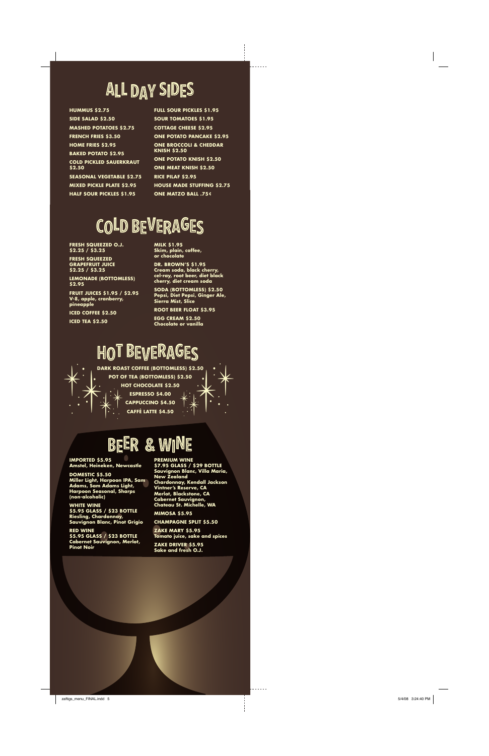# ALL DAY SIDES

**HUMMUS $2.75**

**SIDE SALAD $2.50**

**MASHED POTATOES $2.75**

**FRENCH FRIES $3.50**

**HOME FRIES $2.95**

**BAKED POTATO $2.95**

**COLD PICKLED SAUERKRAUT $2.50**

**SEASONAL VEGETABLE $2.75**

**MIXED PICKLE PLATE $2.95**

**HALF SOUR PICKLES $1.95**

**FULL SOUR PICKLES $1.95**

**SOUR TOMATOES $1.95**

**COTTAGE CHEESE $2.95**

**ONE POTATO PANCAKE $2.95**

**ONE BROCCOLI & CHEDDAR KNISH $2.50**

**ONE POTATO KNISH $2.50**

**ONE MEAT KNISH $2.50**

**RICE PILAF $2.95**

**HOUSE MADE STUFFING $2.75**

**ONE MATZO BALL .75¢**

# COLD BEVERAGES

**FRESH SQUEEZED O.J.**
**$2.25 / $3.25**

**FRESH SQUEEZED GRAPEFRUIT JUICE**
**$2.25 / $3.25**

**LEMONADE (BOTTOMLESS) $2.95**

**FRUIT JUICES $1.95 / $2.95**
V-8, apple, cranberry, pineapple

**ICED COFFEE $2.50**

**ICED TEA $2.50**

**MILK $1.95**
Skim, plain, coffee, or chocolate

**DR. BROWN'S $1.95**
Cream soda, black cherry, cel-ray, root beer, diet black cherry, diet cream soda

**SODA (BOTTOMLESS) $2.50**
Pepsi, Diet Pepsi, Ginger Ale, Sierra Mist, Slice

**ROOT BEER FLOAT $3.95**

**EGG CREAM $2.50**
Chocolate or vanilla

# HOT BEVERAGES

**DARK ROAST COFFEE (BOTTOMLESS) $2.50**

**POT OF TEA (BOTTOMLESS) $2.50**

**HOT CHOCOLATE $2.50**

**ESPRESSO $4.00**

**CAPPUCCINO $4.50**

**CAFFÉ LATTE $4.50**

# BEER & WINE

**IMPORTED $5.95**
Amstel, Heineken, Newcastle

**DOMESTIC $5.50**
Miller Light, Harpoon IPA, Sam Adams, Sam Adams Light, Harpoon Seasonal, Sharps (non-alcoholic)

**WHITE WINE**
**$5.95 GLASS / $23 BOTTLE**
Riesling, Chardonnay, Sauvignon Blanc, Pinot Grigio

**RED WINE**
**$5.95 GLASS / $23 BOTTLE**
Cabernet Sauvignon, Merlot, Pinot Noir

**PREMIUM WINE**
**$7.95 GLASS / $29 BOTTLE**
Sauvignon Blanc, Villa Maria, New Zealand
Chardonnay, Kendall Jackson Vintner's Reserve, CA
Merlot, Blackstone, CA
Cabernet Sauvignon, Chateau St. Michelle, WA

**MIMOSA $5.95**

**CHAMPAGNE SPLIT $5.50**

**ZAKE MARY $5.95**
Tomato juice, sake and spices

**ZAKE DRIVER $5.95**
Sake and fresh O.J.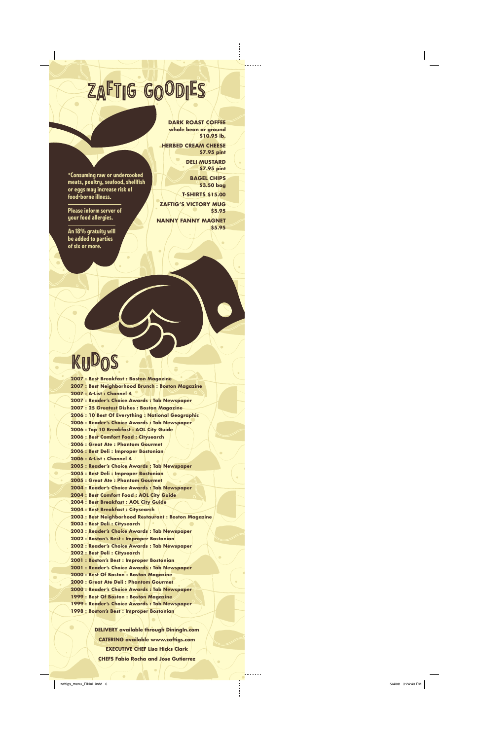# ZAFTIG GOODIES

**DARK ROAST COFFEE**
**whole bean or ground**
**$10.95 lb.**

**HERBED CREAM CHEESE**
**$7.95 pint**

**DELI MUSTARD**
**$7.95 pint**

**BAGEL CHIPS**
**$3.50 bag**

**T-SHIRTS $15.00**

**ZAFTIG'S VICTORY MUG**
**$5.95**

**NANNY FANNY MAGNET**
**$5.95**

**\*Consuming raw or undercooked meats, poultry, seafood, shellfish or eggs may increase risk of food-borne illness.**

**Please inform server of your food allergies.**

**An 18% gratuity will be added to parties of six or more.**

# KUDOS

**2007 : Best Breakfast : Boston Magazine**
**2007 : Best Neighborhood Brunch : Boston Magazine**
**2007 : A-List : Channel 4**
**2007 : Reader's Choice Awards : Tab Newspaper**
**2007 : 25 Greatest Dishes : Boston Magazine**
**2006 : 10 Best Of Everything : National Geographic**
**2006 : Reader's Choice Awards : Tab Newspaper**
**2006 : Top 10 Breakfast : AOL City Guide**
**2006 : Best Comfort Food : Citysearch**
**2006 : Great Ate : Phantom Gourmet**
**2006 : Best Deli : Improper Bostonian**
**2006 : A-List : Channel 4**
**2005 : Reader's Choice Awards : Tab Newspaper**
**2005 : Best Deli : Improper Bostonian**
**2005 : Great Ate : Phantom Gourmet**
**2004 : Reader's Choice Awards : Tab Newspaper**
**2004 : Best Comfort Food : AOL City Guide**
**2004 : Best Breakfast : AOL City Guide**
**2004 : Best Breakfast : Citysearch**
**2003 : Best Neighborhood Restaurant : Boston Magazine**
**2003 : Best Deli : Citysearch**
**2003 : Reader's Choice Awards : Tab Newspaper**
**2002 : Boston's Best : Improper Bostonian**
**2002 : Reader's Choice Awards : Tab Newspaper**
**2002 : Best Deli : Citysearch**
**2001 : Boston's Best : Improper Bostonian**
**2001 : Reader's Choice Awards : Tab Newspaper**
**2000 : Best Of Boston : Boston Magazine**
**2000 : Great Ate Deli : Phantom Gourmet**
**2000 : Reader's Choice Awards : Tab Newspaper**
**1999 : Best Of Boston : Boston Magazine**
**1999 : Reader's Choice Awards : Tab Newspaper**
**1998 : Boston's Best : Improper Bostonian**

**DELIVERY available through DiningIn.com**

**CATERING available www.zaftigs.com**

**EXECUTIVE CHEF Lisa Hicks Clark**

**CHEFS Fabio Rocha and Jose Gutierrez**